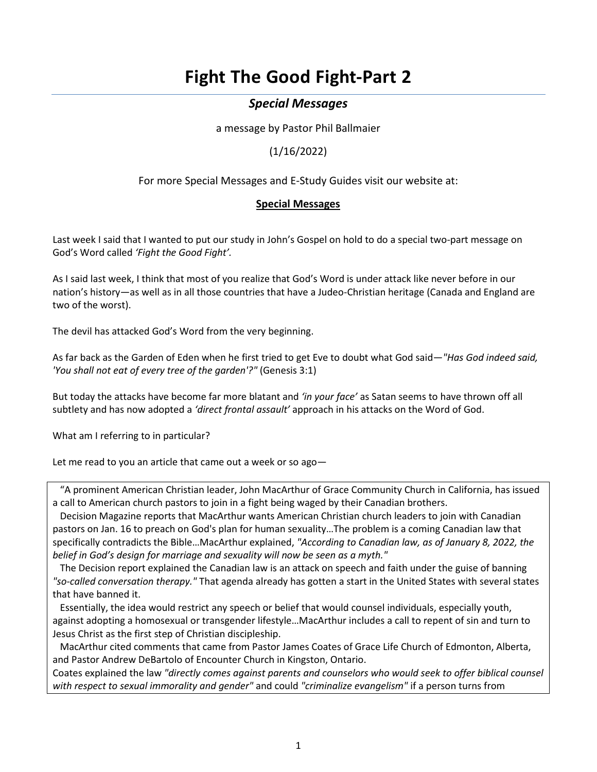# Fight The Good Fight-Part 2

## *Special Messages*

a message by Pastor Phil Ballmaier

(1/16/2022)

For more Special Messages and E-Study Guides visit our website at:

**Special Messages**

Last week I said that I wanted to put our study in John's Gospel on hold to do a special two-part message on God's Word called *'Fight the Good Fight'*.

As I said last week, I think that most of you realize that God's Word is under attack like never before in our nation's history—as well as in all those countries that have a Judeo-Christian heritage (Canada and England are two of the worst).

The devil has attacked God's Word from the very beginning.

As far back as the Garden of Eden when he first tried to get Eve to doubt what God said—*"Has God indeed said, 'You shall not eat of every tree of the garden'?"* (Genesis 3:1)

But today the attacks have become far more blatant and *'in your face'* as Satan seems to have thrown off all subtlety and has now adopted a *'direct frontal assault'* approach in his attacks on the Word of God.

What am I referring to in particular?

Let me read to you an article that came out a week or so ago—

> "A prominent American Christian leader, John MacArthur of Grace Community Church in California, has issued a call to American church pastors to join in a fight being waged by their Canadian brothers.
>
> Decision Magazine reports that MacArthur wants American Christian church leaders to join with Canadian pastors on Jan. 16 to preach on God's plan for human sexuality…The problem is a coming Canadian law that specifically contradicts the Bible…MacArthur explained, *"According to Canadian law, as of January 8, 2022, the belief in God's design for marriage and sexuality will now be seen as a myth."*
>
> The Decision report explained the Canadian law is an attack on speech and faith under the guise of banning *"so-called conversation therapy."* That agenda already has gotten a start in the United States with several states that have banned it.
>
> Essentially, the idea would restrict any speech or belief that would counsel individuals, especially youth, against adopting a homosexual or transgender lifestyle…MacArthur includes a call to repent of sin and turn to Jesus Christ as the first step of Christian discipleship.
>
> MacArthur cited comments that came from Pastor James Coates of Grace Life Church of Edmonton, Alberta, and Pastor Andrew DeBartolo of Encounter Church in Kingston, Ontario.
>
> Coates explained the law *"directly comes against parents and counselors who would seek to offer biblical counsel with respect to sexual immorality and gender"* and could *"criminalize evangelism"* if a person turns from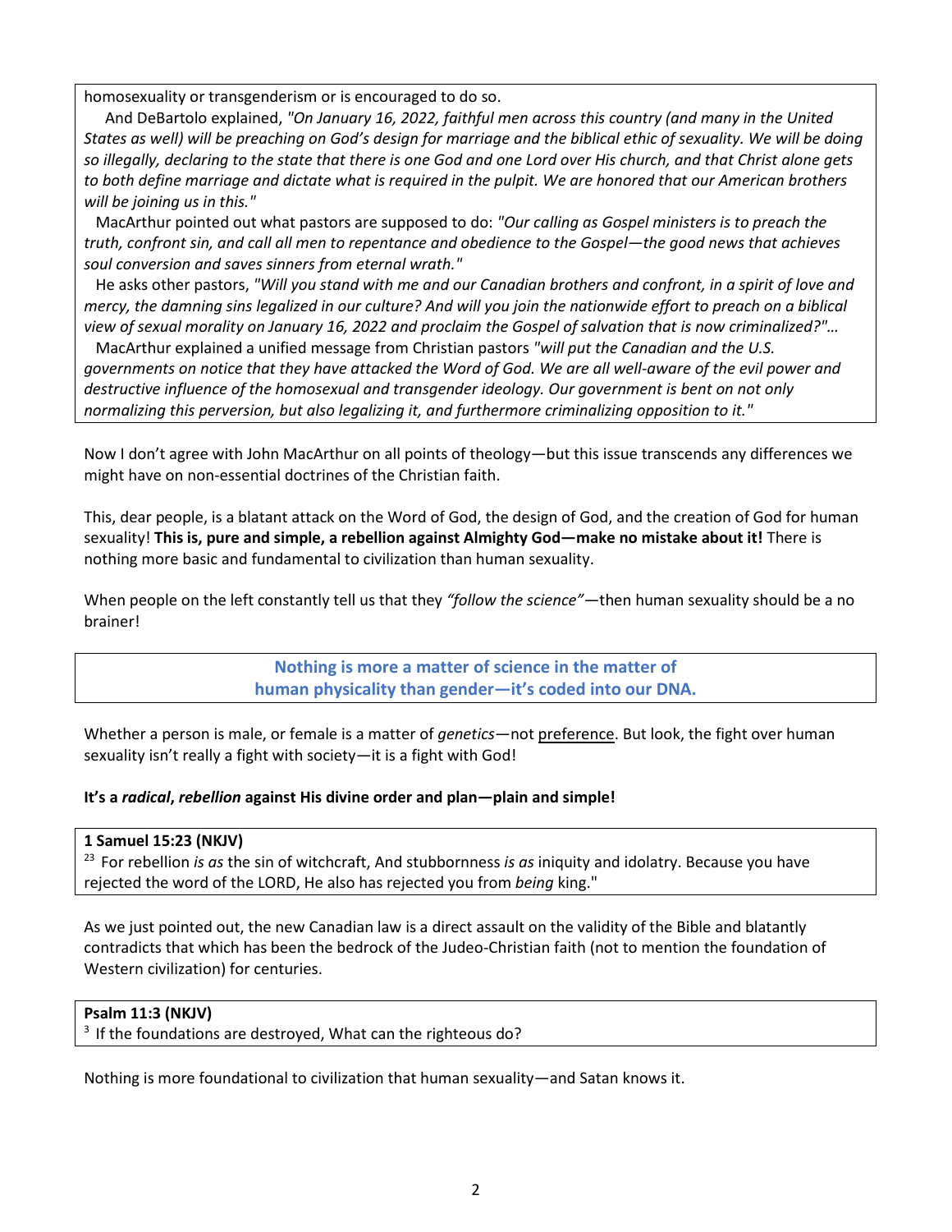homosexuality or transgenderism or is encouraged to do so.

And DeBartolo explained, *"On January 16, 2022, faithful men across this country (and many in the United States as well) will be preaching on God's design for marriage and the biblical ethic of sexuality. We will be doing so illegally, declaring to the state that there is one God and one Lord over His church, and that Christ alone gets to both define marriage and dictate what is required in the pulpit. We are honored that our American brothers will be joining us in this."*

MacArthur pointed out what pastors are supposed to do: *"Our calling as Gospel ministers is to preach the truth, confront sin, and call all men to repentance and obedience to the Gospel—the good news that achieves soul conversion and saves sinners from eternal wrath."*

He asks other pastors, *"Will you stand with me and our Canadian brothers and confront, in a spirit of love and mercy, the damning sins legalized in our culture? And will you join the nationwide effort to preach on a biblical view of sexual morality on January 16, 2022 and proclaim the Gospel of salvation that is now criminalized?"…*

MacArthur explained a unified message from Christian pastors *"will put the Canadian and the U.S. governments on notice that they have attacked the Word of God. We are all well-aware of the evil power and destructive influence of the homosexual and transgender ideology. Our government is bent on not only normalizing this perversion, but also legalizing it, and furthermore criminalizing opposition to it."*

Now I don't agree with John MacArthur on all points of theology—but this issue transcends any differences we might have on non-essential doctrines of the Christian faith.

This, dear people, is a blatant attack on the Word of God, the design of God, and the creation of God for human sexuality! **This is, pure and simple, a rebellion against Almighty God—make no mistake about it!** There is nothing more basic and fundamental to civilization than human sexuality.

When people on the left constantly tell us that they *"follow the science"*—then human sexuality should be a no brainer!

**Nothing is more a matter of science in the matter of human physicality than gender—it's coded into our DNA.**

Whether a person is male, or female is a matter of *genetics*—not preference. But look, the fight over human sexuality isn't really a fight with society—it is a fight with God!

**It's a *radical*, *rebellion* against His divine order and plan—plain and simple!**

**1 Samuel 15:23 (NKJV)**
23 For rebellion *is as* the sin of witchcraft, And stubbornness *is as* iniquity and idolatry. Because you have rejected the word of the LORD, He also has rejected you from *being* king."

As we just pointed out, the new Canadian law is a direct assault on the validity of the Bible and blatantly contradicts that which has been the bedrock of the Judeo-Christian faith (not to mention the foundation of Western civilization) for centuries.

**Psalm 11:3 (NKJV)**
3 If the foundations are destroyed, What can the righteous do?

Nothing is more foundational to civilization that human sexuality—and Satan knows it.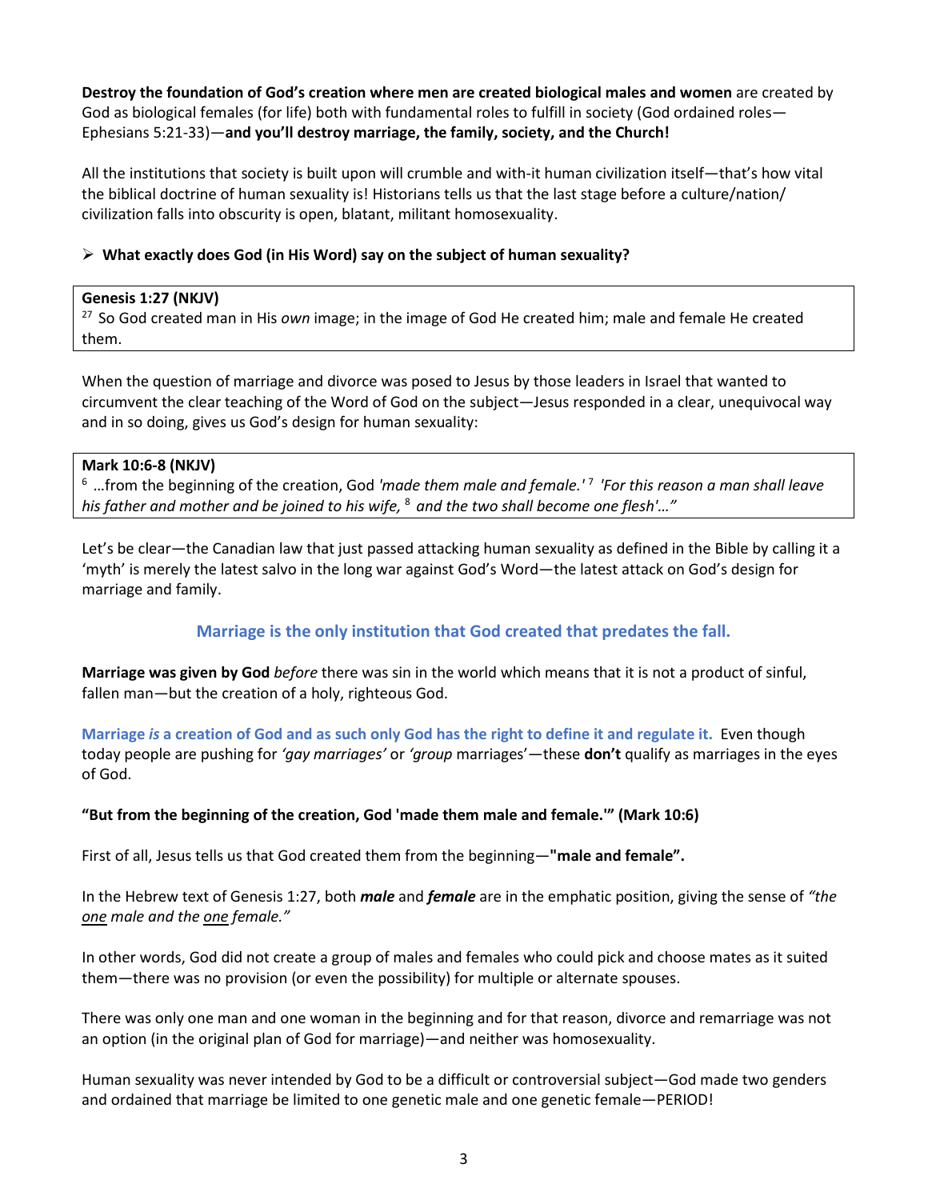**Destroy the foundation of God's creation where men are created biological males and women** are created by God as biological females (for life) both with fundamental roles to fulfill in society (God ordained roles—Ephesians 5:21-33)—**and you'll destroy marriage, the family, society, and the Church!**

All the institutions that society is built upon will crumble and with-it human civilization itself—that's how vital the biblical doctrine of human sexuality is! Historians tells us that the last stage before a culture/nation/ civilization falls into obscurity is open, blatant, militant homosexuality.

- **What exactly does God (in His Word) say on the subject of human sexuality?**

> **Genesis 1:27 (NKJV)**
> [27] So God created man in His *own* image; in the image of God He created him; male and female He created them.

When the question of marriage and divorce was posed to Jesus by those leaders in Israel that wanted to circumvent the clear teaching of the Word of God on the subject—Jesus responded in a clear, unequivocal way and in so doing, gives us God's design for human sexuality:

> **Mark 10:6-8 (NKJV)**
> [6] …from the beginning of the creation, God *'made them male and female.'* [7] *'For this reason a man shall leave his father and mother and be joined to his wife,* [8] *and the two shall become one flesh'…"*

Let's be clear—the Canadian law that just passed attacking human sexuality as defined in the Bible by calling it a 'myth' is merely the latest salvo in the long war against God's Word—the latest attack on God's design for marriage and family.

**Marriage is the only institution that God created that predates the fall.**

**Marriage was given by God** *before* there was sin in the world which means that it is not a product of sinful, fallen man—but the creation of a holy, righteous God.

**Marriage *is* a creation of God and as such only God has the right to define it and regulate it.** Even though today people are pushing for *'gay marriages'* or *'group* marriages'—these **don't** qualify as marriages in the eyes of God.

**"But from the beginning of the creation, God 'made them male and female.'" (Mark 10:6)**

First of all, Jesus tells us that God created them from the beginning—**"male and female".**

In the Hebrew text of Genesis 1:27, both ***male*** and ***female*** are in the emphatic position, giving the sense of *"the one male and the one female."*

In other words, God did not create a group of males and females who could pick and choose mates as it suited them—there was no provision (or even the possibility) for multiple or alternate spouses.

There was only one man and one woman in the beginning and for that reason, divorce and remarriage was not an option (in the original plan of God for marriage)—and neither was homosexuality.

Human sexuality was never intended by God to be a difficult or controversial subject—God made two genders and ordained that marriage be limited to one genetic male and one genetic female—PERIOD!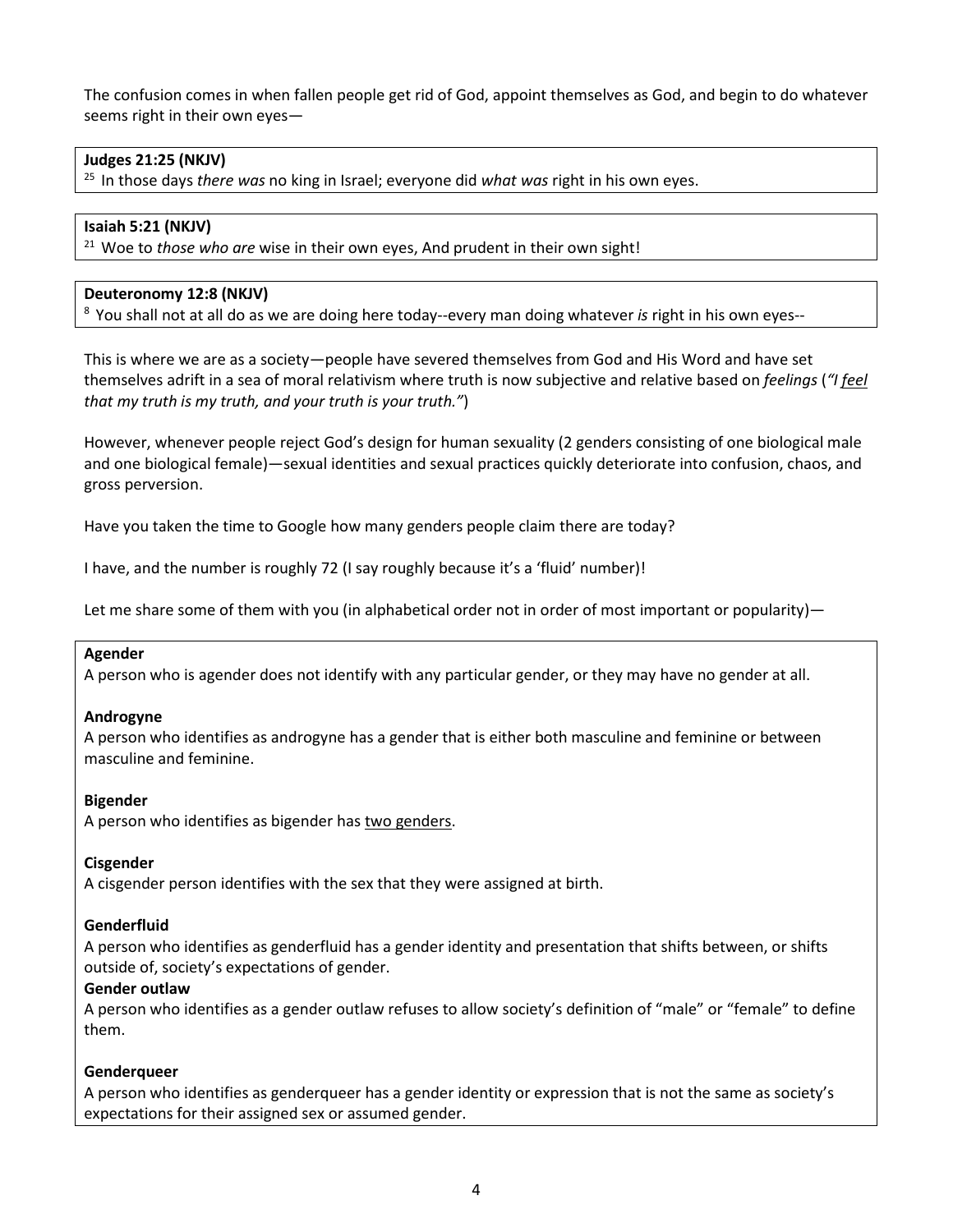The confusion comes in when fallen people get rid of God, appoint themselves as God, and begin to do whatever seems right in their own eyes—

**Judges 21:25 (NKJV)**
[25] In those days *there was* no king in Israel; everyone did *what was* right in his own eyes.

**Isaiah 5:21 (NKJV)**
[21] Woe to *those who are* wise in their own eyes, And prudent in their own sight!

**Deuteronomy 12:8 (NKJV)**
[8] You shall not at all do as we are doing here today--every man doing whatever *is* right in his own eyes--

This is where we are as a society—people have severed themselves from God and His Word and have set themselves adrift in a sea of moral relativism where truth is now subjective and relative based on *feelings* (*"I feel that my truth is my truth, and your truth is your truth."*)

However, whenever people reject God's design for human sexuality (2 genders consisting of one biological male and one biological female)—sexual identities and sexual practices quickly deteriorate into confusion, chaos, and gross perversion.

Have you taken the time to Google how many genders people claim there are today?

I have, and the number is roughly 72 (I say roughly because it's a 'fluid' number)!

Let me share some of them with you (in alphabetical order not in order of most important or popularity)—

**Agender**
A person who is agender does not identify with any particular gender, or they may have no gender at all.

**Androgyne**
A person who identifies as androgyne has a gender that is either both masculine and feminine or between masculine and feminine.

**Bigender**
A person who identifies as bigender has two genders.

**Cisgender**
A cisgender person identifies with the sex that they were assigned at birth.

**Genderfluid**
A person who identifies as genderfluid has a gender identity and presentation that shifts between, or shifts outside of, society's expectations of gender.

**Gender outlaw**
A person who identifies as a gender outlaw refuses to allow society's definition of "male" or "female" to define them.

**Genderqueer**
A person who identifies as genderqueer has a gender identity or expression that is not the same as society's expectations for their assigned sex or assumed gender.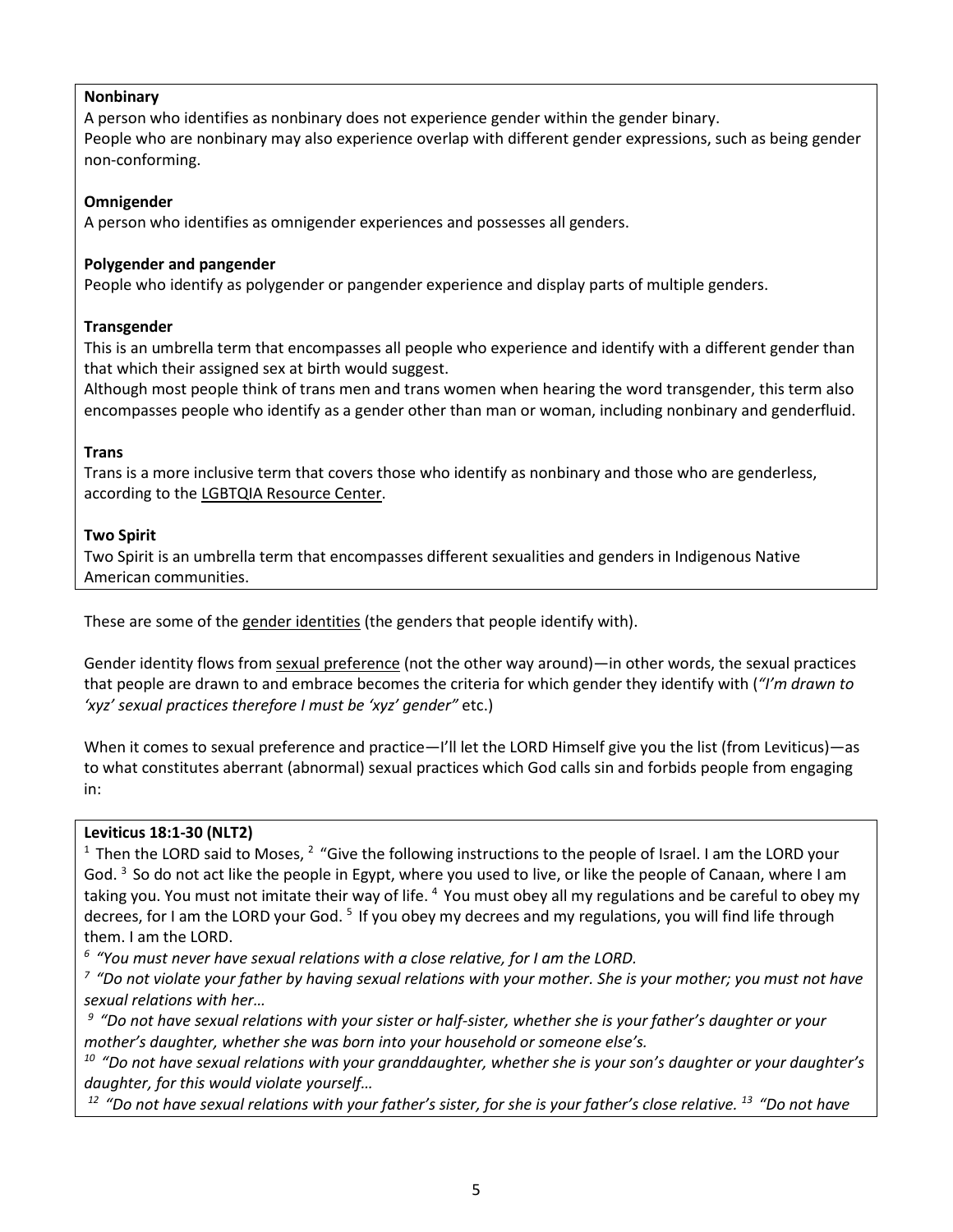**Nonbinary**
A person who identifies as nonbinary does not experience gender within the gender binary.
People who are nonbinary may also experience overlap with different gender expressions, such as being gender non-conforming.

**Omnigender**
A person who identifies as omnigender experiences and possesses all genders.

**Polygender and pangender**
People who identify as polygender or pangender experience and display parts of multiple genders.

**Transgender**
This is an umbrella term that encompasses all people who experience and identify with a different gender than that which their assigned sex at birth would suggest.
Although most people think of trans men and trans women when hearing the word transgender, this term also encompasses people who identify as a gender other than man or woman, including nonbinary and genderfluid.

**Trans**
Trans is a more inclusive term that covers those who identify as nonbinary and those who are genderless, according to the LGBTQIA Resource Center.

**Two Spirit**
Two Spirit is an umbrella term that encompasses different sexualities and genders in Indigenous Native American communities.

These are some of the gender identities (the genders that people identify with).

Gender identity flows from sexual preference (not the other way around)—in other words, the sexual practices that people are drawn to and embrace becomes the criteria for which gender they identify with (*"I'm drawn to 'xyz' sexual practices therefore I must be 'xyz' gender"* etc.)

When it comes to sexual preference and practice—I'll let the LORD Himself give you the list (from Leviticus)—as to what constitutes aberrant (abnormal) sexual practices which God calls sin and forbids people from engaging in:

**Leviticus 18:1-30 (NLT2)**
[1] Then the LORD said to Moses, [2] "Give the following instructions to the people of Israel. I am the LORD your God. [3] So do not act like the people in Egypt, where you used to live, or like the people of Canaan, where I am taking you. You must not imitate their way of life. [4] You must obey all my regulations and be careful to obey my decrees, for I am the LORD your God. [5] If you obey my decrees and my regulations, you will find life through them. I am the LORD.
*[6] "You must never have sexual relations with a close relative, for I am the LORD.*
*[7] "Do not violate your father by having sexual relations with your mother. She is your mother; you must not have sexual relations with her…*
*[9] "Do not have sexual relations with your sister or half-sister, whether she is your father's daughter or your mother's daughter, whether she was born into your household or someone else's.*
*[10] "Do not have sexual relations with your granddaughter, whether she is your son's daughter or your daughter's daughter, for this would violate yourself…*
*[12] "Do not have sexual relations with your father's sister, for she is your father's close relative. [13] "Do not have*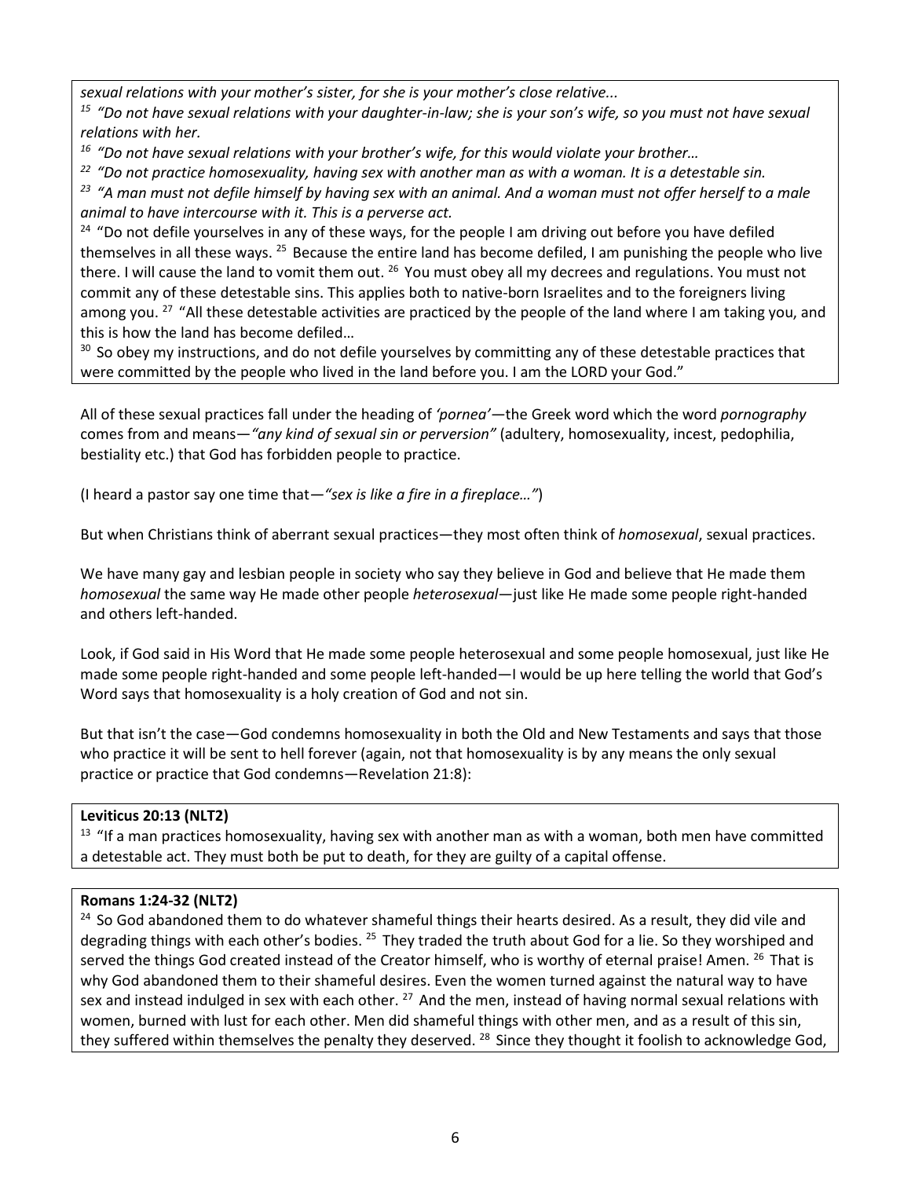*sexual relations with your mother's sister, for she is your mother's close relative...*

*[15] "Do not have sexual relations with your daughter-in-law; she is your son's wife, so you must not have sexual relations with her.*

*[16] "Do not have sexual relations with your brother's wife, for this would violate your brother…*

*[22] "Do not practice homosexuality, having sex with another man as with a woman. It is a detestable sin.*

*[23] "A man must not defile himself by having sex with an animal. And a woman must not offer herself to a male animal to have intercourse with it. This is a perverse act.*

[24] "Do not defile yourselves in any of these ways, for the people I am driving out before you have defiled themselves in all these ways. [25] Because the entire land has become defiled, I am punishing the people who live there. I will cause the land to vomit them out. [26] You must obey all my decrees and regulations. You must not commit any of these detestable sins. This applies both to native-born Israelites and to the foreigners living among you. [27] "All these detestable activities are practiced by the people of the land where I am taking you, and this is how the land has become defiled…

[30] So obey my instructions, and do not defile yourselves by committing any of these detestable practices that were committed by the people who lived in the land before you. I am the LORD your God."

All of these sexual practices fall under the heading of *'pornea'*—the Greek word which the word *pornography* comes from and means—*"any kind of sexual sin or perversion"* (adultery, homosexuality, incest, pedophilia, bestiality etc.) that God has forbidden people to practice.

(I heard a pastor say one time that—*"sex is like a fire in a fireplace…"*)

But when Christians think of aberrant sexual practices—they most often think of *homosexual*, sexual practices.

We have many gay and lesbian people in society who say they believe in God and believe that He made them *homosexual* the same way He made other people *heterosexual*—just like He made some people right-handed and others left-handed.

Look, if God said in His Word that He made some people heterosexual and some people homosexual, just like He made some people right-handed and some people left-handed—I would be up here telling the world that God's Word says that homosexuality is a holy creation of God and not sin.

But that isn't the case—God condemns homosexuality in both the Old and New Testaments and says that those who practice it will be sent to hell forever (again, not that homosexuality is by any means the only sexual practice or practice that God condemns—Revelation 21:8):

**Leviticus 20:13 (NLT2)**

[13] "If a man practices homosexuality, having sex with another man as with a woman, both men have committed a detestable act. They must both be put to death, for they are guilty of a capital offense.

**Romans 1:24-32 (NLT2)**

[24] So God abandoned them to do whatever shameful things their hearts desired. As a result, they did vile and degrading things with each other's bodies. [25] They traded the truth about God for a lie. So they worshiped and served the things God created instead of the Creator himself, who is worthy of eternal praise! Amen. [26] That is why God abandoned them to their shameful desires. Even the women turned against the natural way to have sex and instead indulged in sex with each other. [27] And the men, instead of having normal sexual relations with women, burned with lust for each other. Men did shameful things with other men, and as a result of this sin, they suffered within themselves the penalty they deserved. [28] Since they thought it foolish to acknowledge God,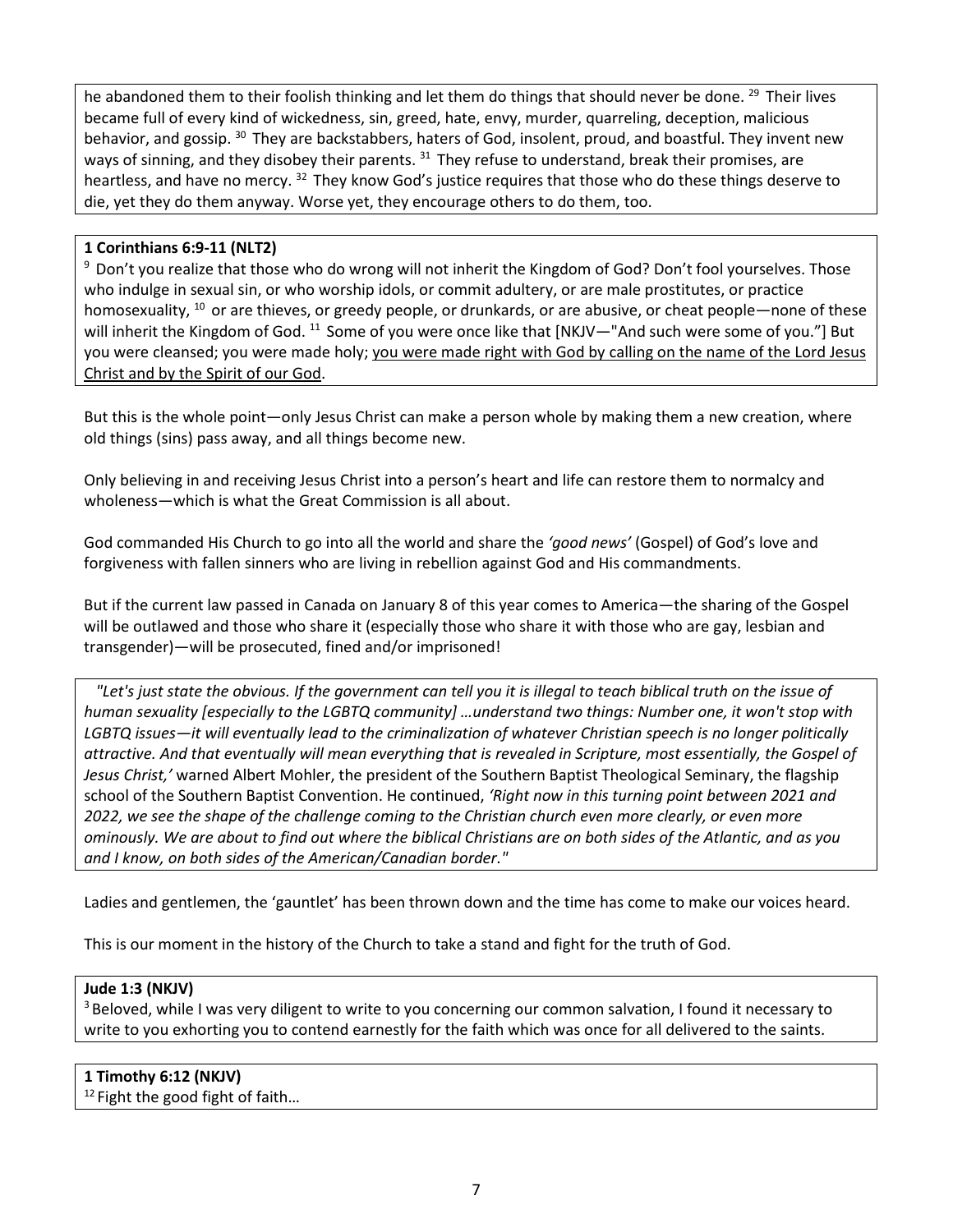he abandoned them to their foolish thinking and let them do things that should never be done. [29] Their lives became full of every kind of wickedness, sin, greed, hate, envy, murder, quarreling, deception, malicious behavior, and gossip. [30] They are backstabbers, haters of God, insolent, proud, and boastful. They invent new ways of sinning, and they disobey their parents. [31] They refuse to understand, break their promises, are heartless, and have no mercy. [32] They know God's justice requires that those who do these things deserve to die, yet they do them anyway. Worse yet, they encourage others to do them, too.

**1 Corinthians 6:9-11 (NLT2)**

[9] Don't you realize that those who do wrong will not inherit the Kingdom of God? Don't fool yourselves. Those who indulge in sexual sin, or who worship idols, or commit adultery, or are male prostitutes, or practice homosexuality, [10] or are thieves, or greedy people, or drunkards, or are abusive, or cheat people—none of these will inherit the Kingdom of God. [11] Some of you were once like that [NKJV—"And such were some of you."] But you were cleansed; you were made holy; <u>you were made right with God by calling on the name of the Lord Jesus Christ and by the Spirit of our God</u>.

But this is the whole point—only Jesus Christ can make a person whole by making them a new creation, where old things (sins) pass away, and all things become new.

Only believing in and receiving Jesus Christ into a person's heart and life can restore them to normalcy and wholeness—which is what the Great Commission is all about.

God commanded His Church to go into all the world and share the *'good news'* (Gospel) of God's love and forgiveness with fallen sinners who are living in rebellion against God and His commandments.

But if the current law passed in Canada on January 8 of this year comes to America—the sharing of the Gospel will be outlawed and those who share it (especially those who share it with those who are gay, lesbian and transgender)—will be prosecuted, fined and/or imprisoned!

*"Let's just state the obvious. If the government can tell you it is illegal to teach biblical truth on the issue of human sexuality [especially to the LGBTQ community] …understand two things: Number one, it won't stop with LGBTQ issues—it will eventually lead to the criminalization of whatever Christian speech is no longer politically attractive. And that eventually will mean everything that is revealed in Scripture, most essentially, the Gospel of Jesus Christ,'* warned Albert Mohler, the president of the Southern Baptist Theological Seminary, the flagship school of the Southern Baptist Convention. He continued, *'Right now in this turning point between 2021 and 2022, we see the shape of the challenge coming to the Christian church even more clearly, or even more ominously. We are about to find out where the biblical Christians are on both sides of the Atlantic, and as you and I know, on both sides of the American/Canadian border."*

Ladies and gentlemen, the 'gauntlet' has been thrown down and the time has come to make our voices heard.

This is our moment in the history of the Church to take a stand and fight for the truth of God.

**Jude 1:3 (NKJV)**

[3] Beloved, while I was very diligent to write to you concerning our common salvation, I found it necessary to write to you exhorting you to contend earnestly for the faith which was once for all delivered to the saints.

**1 Timothy 6:12 (NKJV)**

[12] Fight the good fight of faith…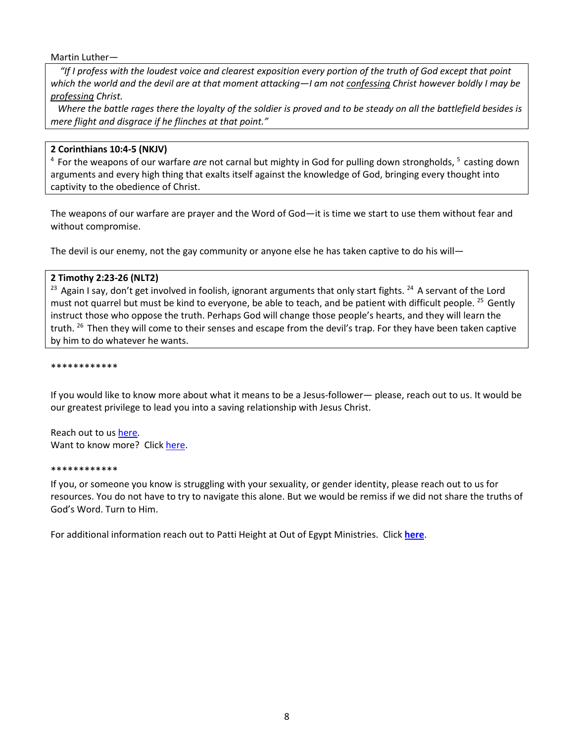Martin Luther—

> *"If I profess with the loudest voice and clearest exposition every portion of the truth of God except that point which the world and the devil are at that moment attacking—I am not confessing Christ however boldly I may be professing Christ.*
>
> *Where the battle rages there the loyalty of the soldier is proved and to be steady on all the battlefield besides is mere flight and disgrace if he flinches at that point."*

> **2 Corinthians 10:4-5 (NKJV)**
>
> [4] For the weapons of our warfare *are* not carnal but mighty in God for pulling down strongholds, [5] casting down arguments and every high thing that exalts itself against the knowledge of God, bringing every thought into captivity to the obedience of Christ.

The weapons of our warfare are prayer and the Word of God—it is time we start to use them without fear and without compromise.

The devil is our enemy, not the gay community or anyone else he has taken captive to do his will—

> **2 Timothy 2:23-26 (NLT2)**
>
> [23] Again I say, don't get involved in foolish, ignorant arguments that only start fights. [24] A servant of the Lord must not quarrel but must be kind to everyone, be able to teach, and be patient with difficult people. [25] Gently instruct those who oppose the truth. Perhaps God will change those people's hearts, and they will learn the truth. [26] Then they will come to their senses and escape from the devil's trap. For they have been taken captive by him to do whatever he wants.

************

If you would like to know more about what it means to be a Jesus-follower— please, reach out to us. It would be our greatest privilege to lead you into a saving relationship with Jesus Christ.

Reach out to us here.
Want to know more? Click here.

************

If you, or someone you know is struggling with your sexuality, or gender identity, please reach out to us for resources. You do not have to try to navigate this alone. But we would be remiss if we did not share the truths of God's Word. Turn to Him.

For additional information reach out to Patti Height at Out of Egypt Ministries. Click **here**.